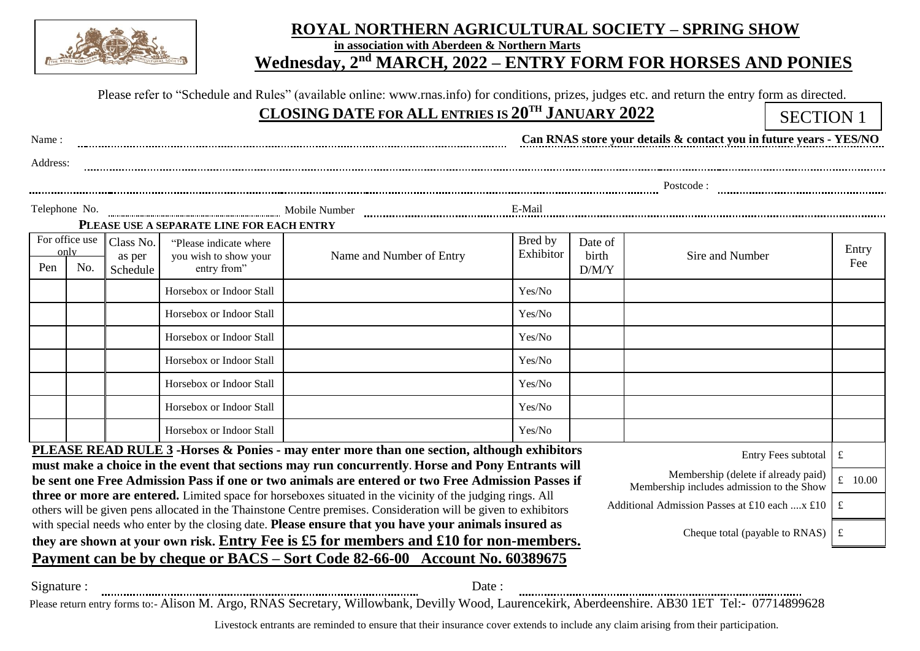# ROYAL NORTHERN AGRICULTURAL SOCIETY – SPRING SHOW

**in association with Aberdeen & Northern Marts**

## Wednesday, 2nd MARCH, 2022 – ENTRY FORM FOR HORSES AND PONIES

Please refer to "Schedule and Rules" (available online: www.rnas.info) for conditions, prizes, judges etc. and return the entry form as directed.

**CLOSING DATE FOR ALL ENTRIES IS 20TH JANUARY 2022**

SECTION 1

Name : ..........................................................

**Can RNAS store your details & contact you in future years - YES/NO**

Address: ..........................................................

.......................................................... Postcode : ..........................

Telephone No. .......................... Mobile Number .......................... E-Mail ..........................

**PLEASE USE A SEPARATE LINE FOR EACH ENTRY**

| For office use only | | Class No. as per Schedule | "Please indicate where you wish to show your entry from" | Name and Number of Entry | Bred by Exhibitor | Date of birth D/M/Y | Sire and Number | Entry Fee |
|---|---|---|---|---|---|---|---|---|
| Pen | No. | | | | | | | |
| | | | Horsebox or Indoor Stall | | Yes/No | | | |
| | | | Horsebox or Indoor Stall | | Yes/No | | | |
| | | | Horsebox or Indoor Stall | | Yes/No | | | |
| | | | Horsebox or Indoor Stall | | Yes/No | | | |
| | | | Horsebox or Indoor Stall | | Yes/No | | | |
| | | | Horsebox or Indoor Stall | | Yes/No | | | |
| | | | Horsebox or Indoor Stall | | Yes/No | | | |

**PLEASE READ RULE 3 -Horses & Ponies - may enter more than one section, although exhibitors must make a choice in the event that sections may run concurrently**. **Horse and Pony Entrants will be sent one Free Admission Pass if one or two animals are entered or two Free Admission Passes if three or more are entered.** Limited space for horseboxes situated in the vicinity of the judging rings. All others will be given pens allocated in the Thainstone Centre premises. Consideration will be given to exhibitors with special needs who enter by the closing date. **Please ensure that you have your animals insured as they are shown at your own risk. Entry Fee is £5 for members and £10 for non-members.**

**Payment can be by cheque or BACS – Sort Code 82-66-00 Account No. 60389675**

| | |
|---|---|
| Entry Fees subtotal | £ |
| Membership (delete if already paid) Membership includes admission to the Show | £ 10.00 |
| Additional Admission Passes at £10 each ....x £10 | £ |
| Cheque total (payable to RNAS) | £ |

Signature : .......................................... Date : ..........................................

Please return entry forms to:- Alison M. Argo, RNAS Secretary, Willowbank, Devilly Wood, Laurencekirk, Aberdeenshire. AB30 1ET Tel:- 07714899628

Livestock entrants are reminded to ensure that their insurance cover extends to include any claim arising from their participation.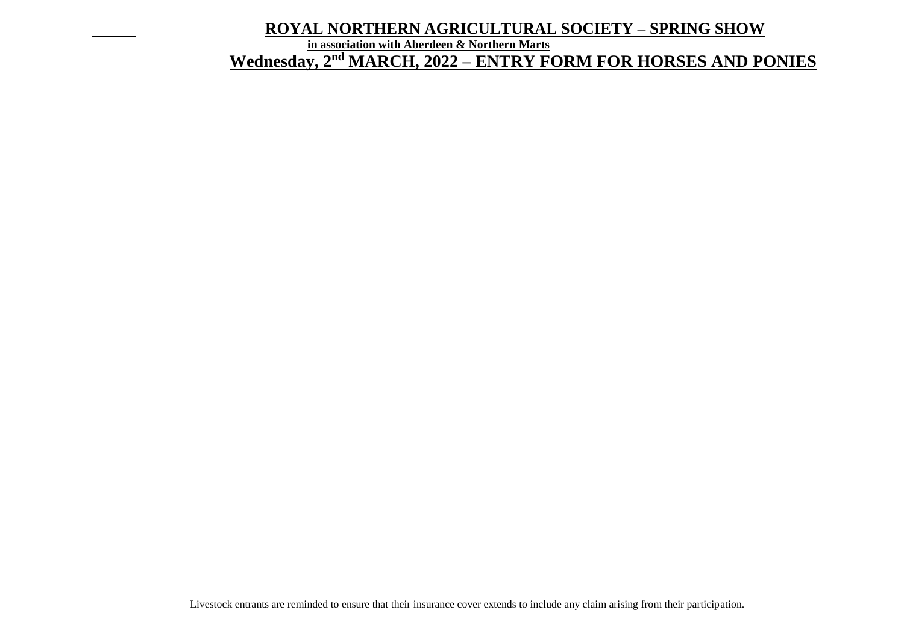**ROYAL NORTHERN AGRICULTURAL SOCIETY – SPRING SHOW**

**in association with Aberdeen & Northern Marts**

**Wednesday, 2nd MARCH, 2022 – ENTRY FORM FOR HORSES AND PONIES**

Livestock entrants are reminded to ensure that their insurance cover extends to include any claim arising from their participation.